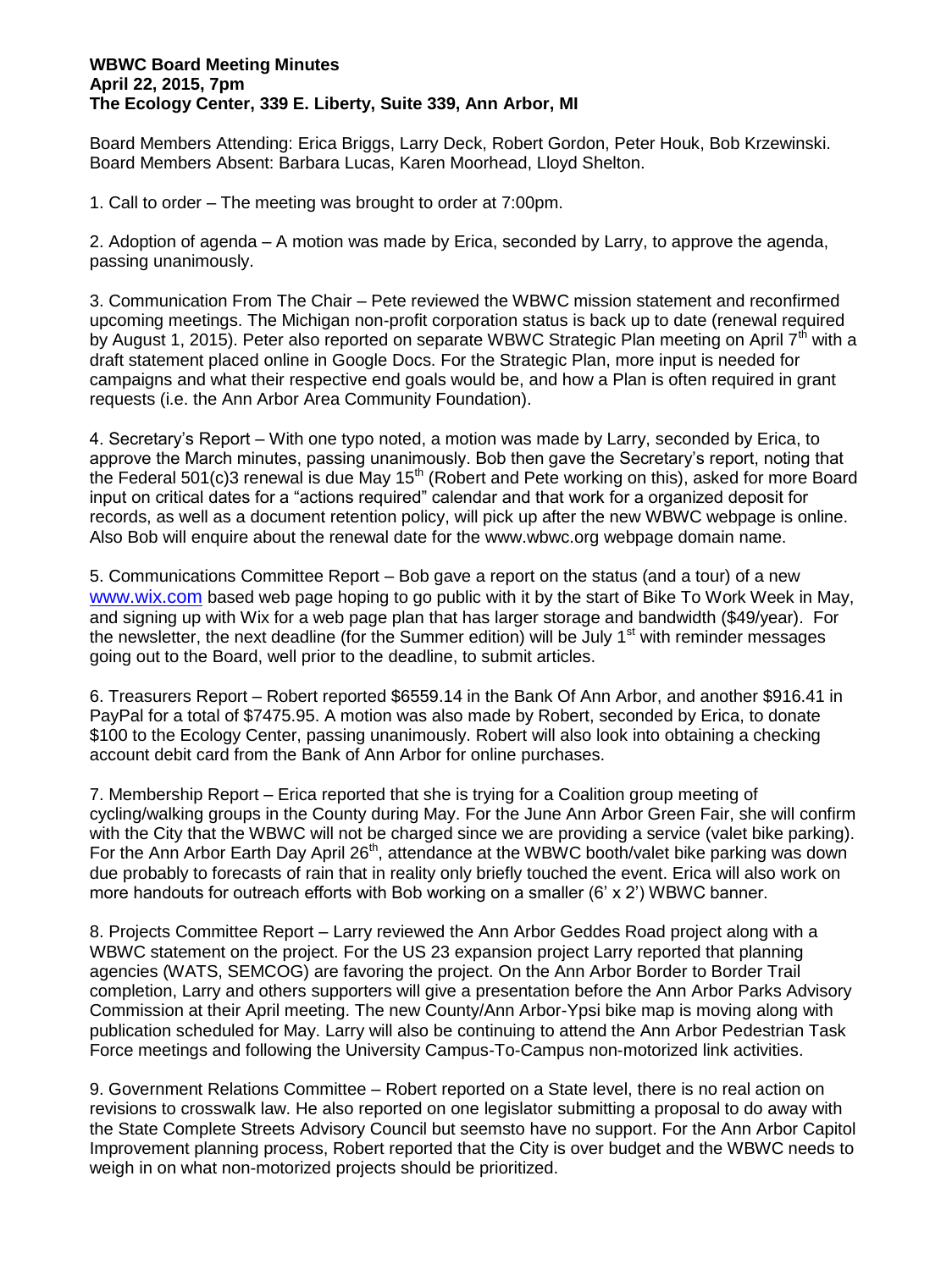**WBWC Board Meeting Minutes**
**April 22, 2015, 7pm**
**The Ecology Center, 339 E. Liberty, Suite 339, Ann Arbor, MI**

Board Members Attending: Erica Briggs, Larry Deck, Robert Gordon, Peter Houk, Bob Krzewinski.
Board Members Absent: Barbara Lucas, Karen Moorhead, Lloyd Shelton.

1. Call to order – The meeting was brought to order at 7:00pm.

2. Adoption of agenda – A motion was made by Erica, seconded by Larry, to approve the agenda, passing unanimously.

3. Communication From The Chair – Pete reviewed the WBWC mission statement and reconfirmed upcoming meetings. The Michigan non-profit corporation status is back up to date (renewal required by August 1, 2015). Peter also reported on separate WBWC Strategic Plan meeting on April 7th with a draft statement placed online in Google Docs. For the Strategic Plan, more input is needed for campaigns and what their respective end goals would be, and how a Plan is often required in grant requests (i.e. the Ann Arbor Area Community Foundation).

4. Secretary's Report – With one typo noted, a motion was made by Larry, seconded by Erica, to approve the March minutes, passing unanimously. Bob then gave the Secretary's report, noting that the Federal 501(c)3 renewal is due May 15th (Robert and Pete working on this), asked for more Board input on critical dates for a "actions required" calendar and that work for a organized deposit for records, as well as a document retention policy, will pick up after the new WBWC webpage is online. Also Bob will enquire about the renewal date for the www.wbwc.org webpage domain name.

5. Communications Committee Report – Bob gave a report on the status (and a tour) of a new www.wix.com based web page hoping to go public with it by the start of Bike To Work Week in May, and signing up with Wix for a web page plan that has larger storage and bandwidth ($49/year). For the newsletter, the next deadline (for the Summer edition) will be July 1st with reminder messages going out to the Board, well prior to the deadline, to submit articles.

6. Treasurers Report – Robert reported $6559.14 in the Bank Of Ann Arbor, and another $916.41 in PayPal for a total of $7475.95. A motion was also made by Robert, seconded by Erica, to donate $100 to the Ecology Center, passing unanimously. Robert will also look into obtaining a checking account debit card from the Bank of Ann Arbor for online purchases.

7. Membership Report – Erica reported that she is trying for a Coalition group meeting of cycling/walking groups in the County during May. For the June Ann Arbor Green Fair, she will confirm with the City that the WBWC will not be charged since we are providing a service (valet bike parking). For the Ann Arbor Earth Day April 26th, attendance at the WBWC booth/valet bike parking was down due probably to forecasts of rain that in reality only briefly touched the event. Erica will also work on more handouts for outreach efforts with Bob working on a smaller (6' x 2') WBWC banner.

8. Projects Committee Report – Larry reviewed the Ann Arbor Geddes Road project along with a WBWC statement on the project. For the US 23 expansion project Larry reported that planning agencies (WATS, SEMCOG) are favoring the project. On the Ann Arbor Border to Border Trail completion, Larry and others supporters will give a presentation before the Ann Arbor Parks Advisory Commission at their April meeting. The new County/Ann Arbor-Ypsi bike map is moving along with publication scheduled for May. Larry will also be continuing to attend the Ann Arbor Pedestrian Task Force meetings and following the University Campus-To-Campus non-motorized link activities.

9. Government Relations Committee – Robert reported on a State level, there is no real action on revisions to crosswalk law. He also reported on one legislator submitting a proposal to do away with the State Complete Streets Advisory Council but seemsto have no support. For the Ann Arbor Capitol Improvement planning process, Robert reported that the City is over budget and the WBWC needs to weigh in on what non-motorized projects should be prioritized.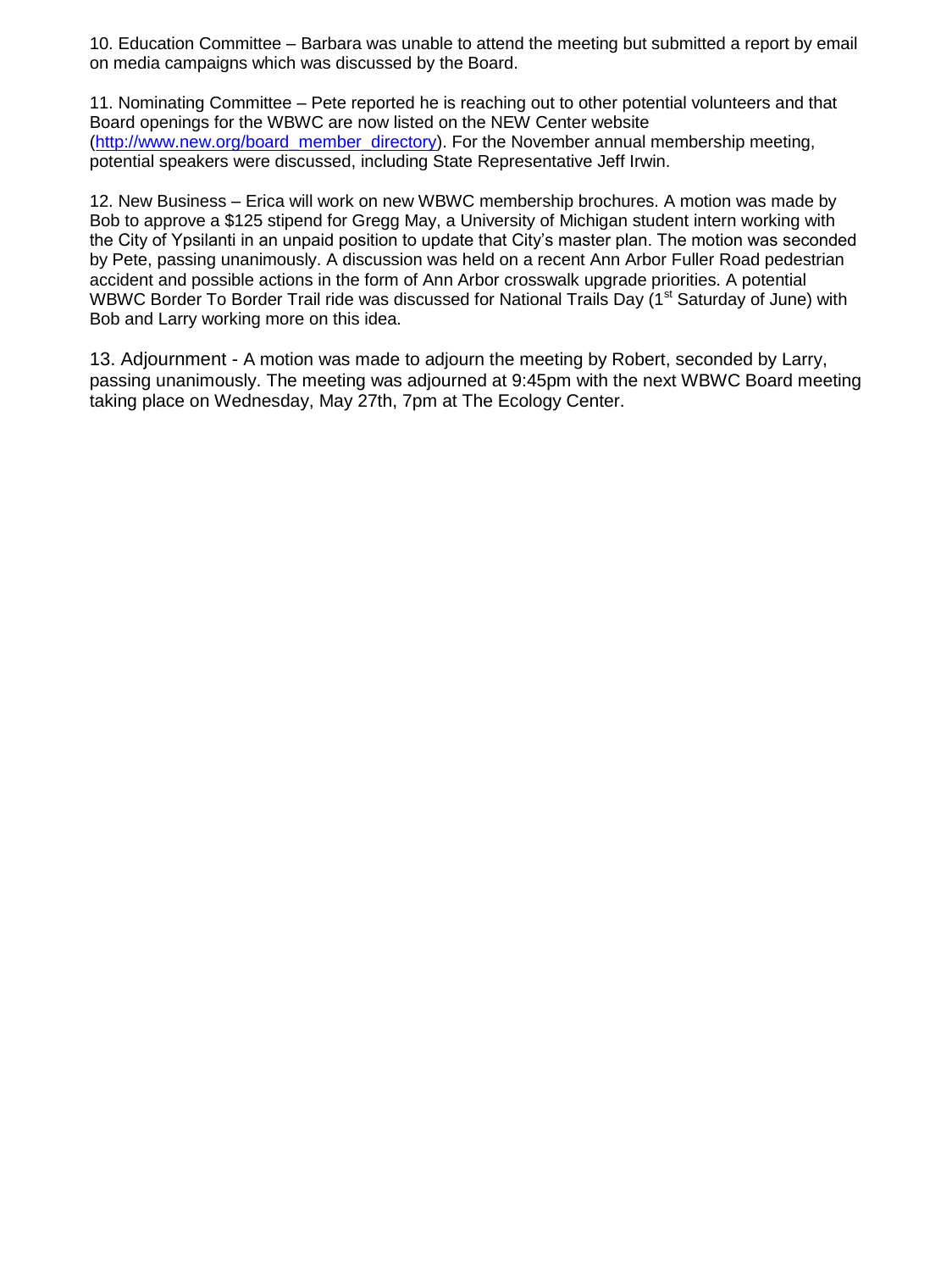10. Education Committee – Barbara was unable to attend the meeting but submitted a report by email on media campaigns which was discussed by the Board.

11. Nominating Committee – Pete reported he is reaching out to other potential volunteers and that Board openings for the WBWC are now listed on the NEW Center website (http://www.new.org/board_member_directory). For the November annual membership meeting, potential speakers were discussed, including State Representative Jeff Irwin.

12. New Business – Erica will work on new WBWC membership brochures. A motion was made by Bob to approve a $125 stipend for Gregg May, a University of Michigan student intern working with the City of Ypsilanti in an unpaid position to update that City's master plan. The motion was seconded by Pete, passing unanimously. A discussion was held on a recent Ann Arbor Fuller Road pedestrian accident and possible actions in the form of Ann Arbor crosswalk upgrade priorities. A potential WBWC Border To Border Trail ride was discussed for National Trails Day (1st Saturday of June) with Bob and Larry working more on this idea.

13. Adjournment - A motion was made to adjourn the meeting by Robert, seconded by Larry, passing unanimously. The meeting was adjourned at 9:45pm with the next WBWC Board meeting taking place on Wednesday, May 27th, 7pm at The Ecology Center.